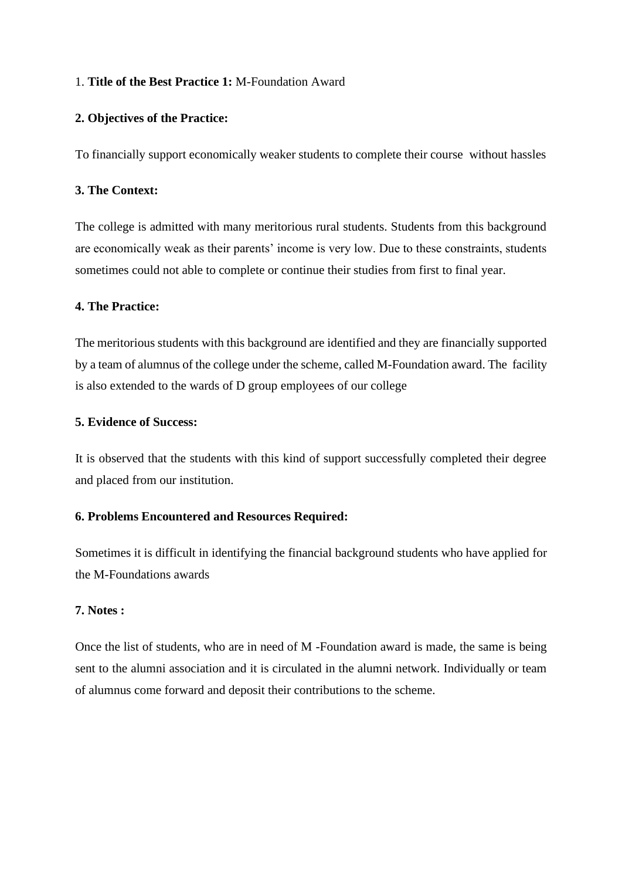1. **Title of the Best Practice 1:** M-Foundation Award

**2. Objectives of the Practice:**

To financially support economically weaker students to complete their course without hassles

**3. The Context:**

The college is admitted with many meritorious rural students. Students from this background are economically weak as their parents' income is very low. Due to these constraints, students sometimes could not able to complete or continue their studies from first to final year.

**4. The Practice:**

The meritorious students with this background are identified and they are financially supported by a team of alumnus of the college under the scheme, called M-Foundation award. The facility is also extended to the wards of D group employees of our college

**5. Evidence of Success:**

It is observed that the students with this kind of support successfully completed their degree and placed from our institution.

**6. Problems Encountered and Resources Required:**

Sometimes it is difficult in identifying the financial background students who have applied for the M-Foundations awards

**7. Notes :**

Once the list of students, who are in need of M -Foundation award is made, the same is being sent to the alumni association and it is circulated in the alumni network. Individually or team of alumnus come forward and deposit their contributions to the scheme.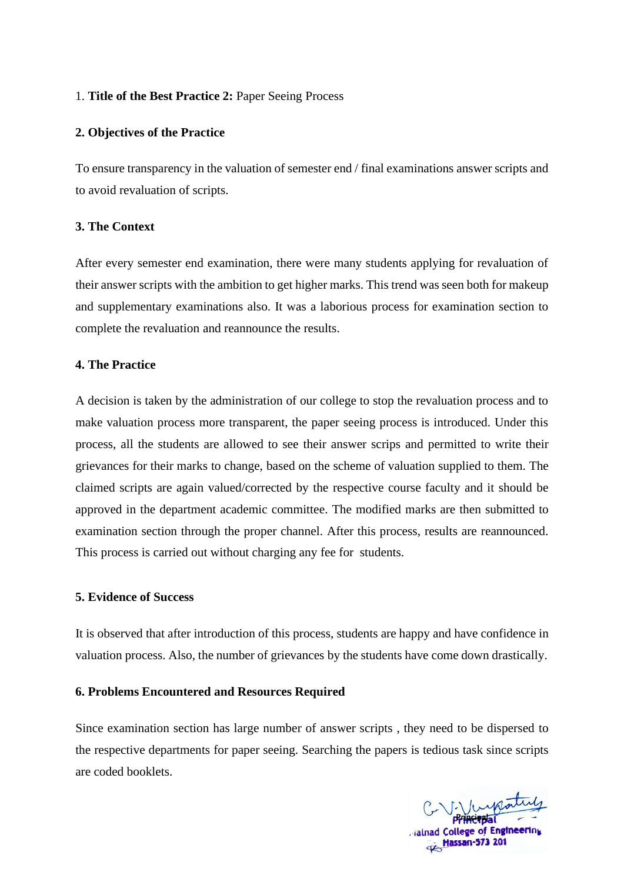1. **Title of the Best Practice 2:** Paper Seeing Process

**2. Objectives of the Practice**

To ensure transparency in the valuation of semester end / final examinations answer scripts and to avoid revaluation of scripts.

**3. The Context**

After every semester end examination, there were many students applying for revaluation of their answer scripts with the ambition to get higher marks. This trend was seen both for makeup and supplementary examinations also. It was a laborious process for examination section to complete the revaluation and reannounce the results.

**4. The Practice**

A decision is taken by the administration of our college to stop the revaluation process and to make valuation process more transparent, the paper seeing process is introduced. Under this process, all the students are allowed to see their answer scrips and permitted to write their grievances for their marks to change, based on the scheme of valuation supplied to them. The claimed scripts are again valued/corrected by the respective course faculty and it should be approved in the department academic committee. The modified marks are then submitted to examination section through the proper channel. After this process, results are reannounced. This process is carried out without charging any fee for students.

**5. Evidence of Success**

It is observed that after introduction of this process, students are happy and have confidence in valuation process. Also, the number of grievances by the students have come down drastically.

**6. Problems Encountered and Resources Required**

Since examination section has large number of answer scripts , they need to be dispersed to the respective departments for paper seeing. Searching the papers is tedious task since scripts are coded booklets.

Principal
Malnad College of Engineering
Hassan-573 201